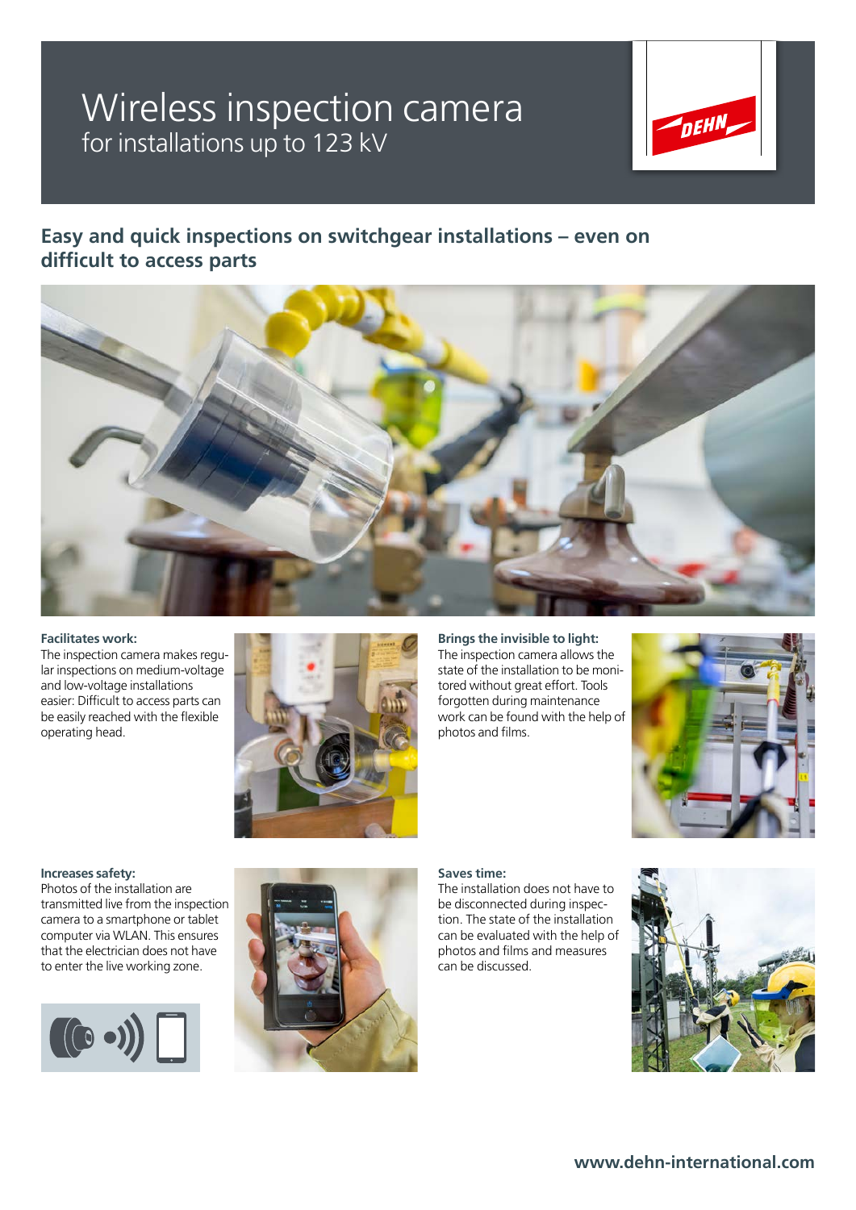# Wireless inspection camera
for installations up to 123 kV

## Easy and quick inspections on switchgear installations – even on difficult to access parts

**Facilitates work:**
The inspection camera makes regular inspections on medium-voltage and low-voltage installations easier: Difficult to access parts can be easily reached with the flexible operating head.

**Brings the invisible to light:**
The inspection camera allows the state of the installation to be monitored without great effort. Tools forgotten during maintenance work can be found with the help of photos and films.

**Increases safety:**
Photos of the installation are transmitted live from the inspection camera to a smartphone or tablet computer via WLAN. This ensures that the electrician does not have to enter the live working zone.

**Saves time:**
The installation does not have to be disconnected during inspection. The state of the installation can be evaluated with the help of photos and films and measures can be discussed.

www.dehn-international.com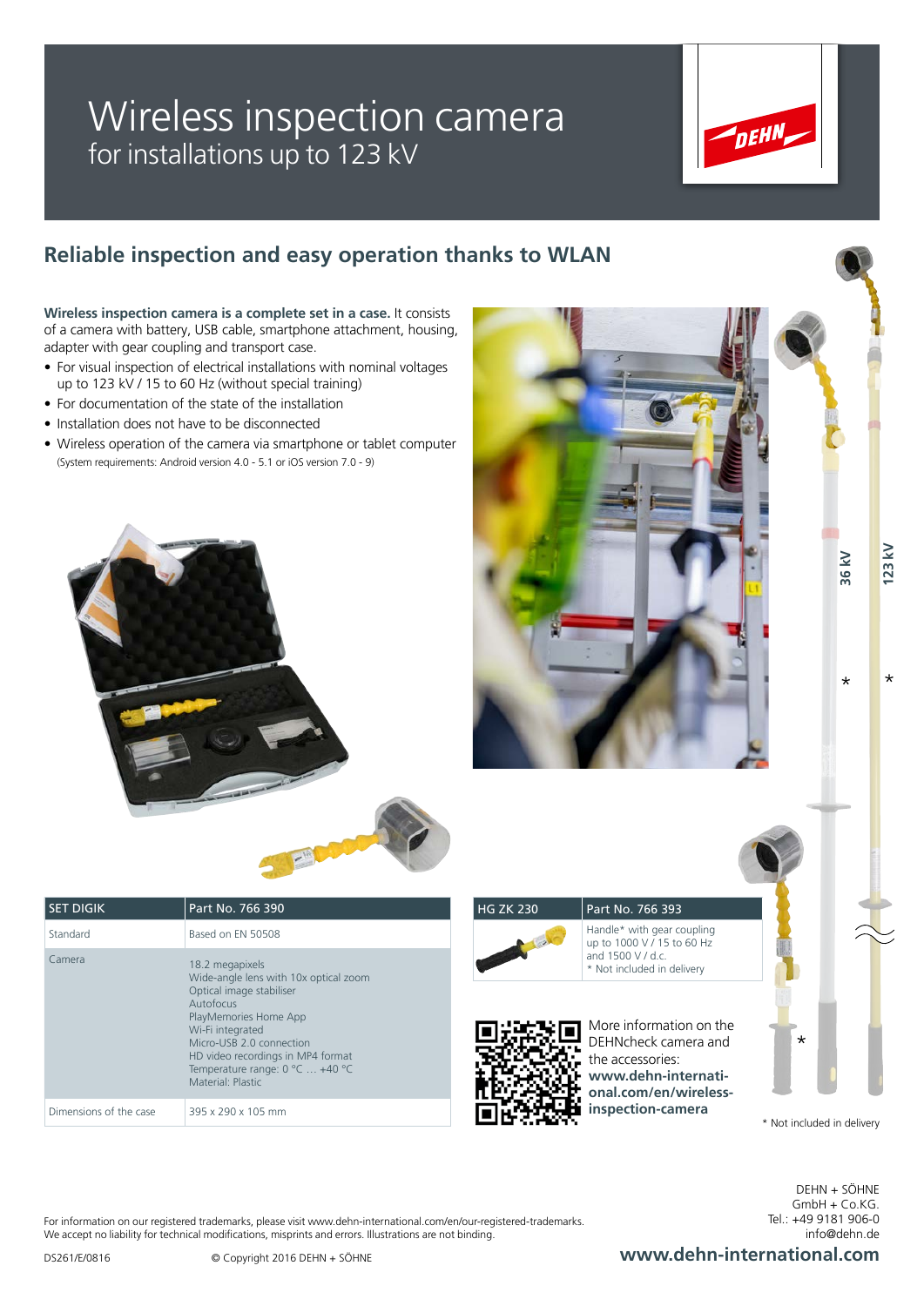# Wireless inspection camera
for installations up to 123 kV

## Reliable inspection and easy operation thanks to WLAN

**Wireless inspection camera is a complete set in a case.** It consists of a camera with battery, USB cable, smartphone attachment, housing, adapter with gear coupling and transport case.

- For visual inspection of electrical installations with nominal voltages up to 123 kV / 15 to 60 Hz (without special training)
- For documentation of the state of the installation
- Installation does not have to be disconnected
- Wireless operation of the camera via smartphone or tablet computer
  (System requirements: Android version 4.0 - 5.1 or iOS version 7.0 - 9)

36 kV

123 kV

| SET DIGIK | Part No. 766 390 |
|---|---|
| Standard | Based on EN 50508 |
| Camera | 18.2 megapixels<br>Wide-angle lens with 10x optical zoom<br>Optical image stabiliser<br>Autofocus<br>PlayMemories Home App<br>Wi-Fi integrated<br>Micro-USB 2.0 connection<br>HD video recordings in MP4 format<br>Temperature range: 0 °C … +40 °C<br>Material: Plastic |
| Dimensions of the case | 395 x 290 x 105 mm |

| HG ZK 230 | Part No. 766 393 |
|---|---|
| | Handle* with gear coupling up to 1000 V / 15 to 60 Hz and 1500 V / d.c.<br>* Not included in delivery |

More information on the DEHNcheck camera and the accessories: **www.dehn-international.com/en/wireless-inspection-camera**

* Not included in delivery

For information on our registered trademarks, please visit www.dehn-international.com/en/our-registered-trademarks.
We accept no liability for technical modifications, misprints and errors. Illustrations are not binding.

DS261/E/0816 © Copyright 2016 DEHN + SÖHNE

DEHN + SÖHNE
GmbH + Co.KG.
Tel.: +49 9181 906-0
info@dehn.de

**www.dehn-international.com**